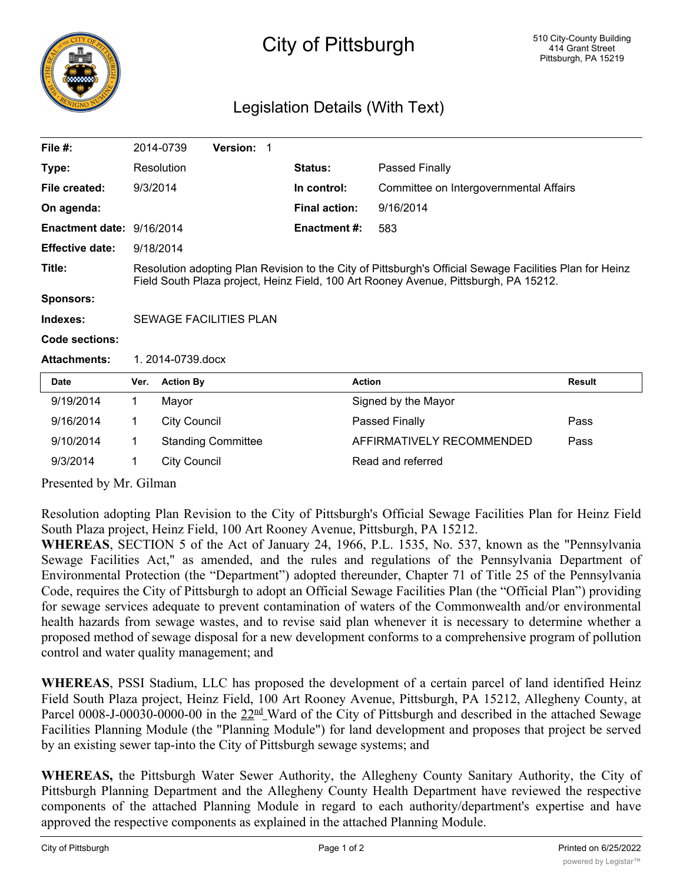# City of Pittsburgh

510 City-County Building
414 Grant Street
Pittsburgh, PA 15219

## Legislation Details (With Text)

| | | | |
|---|---|---|---|
| **File #:** | 2014-0739 **Version:** 1 | | |
| **Type:** | Resolution | **Status:** | Passed Finally |
| **File created:** | 9/3/2014 | **In control:** | Committee on Intergovernmental Affairs |
| **On agenda:** | | **Final action:** | 9/16/2014 |
| **Enactment date:** | 9/16/2014 | **Enactment #:** | 583 |
| **Effective date:** | 9/18/2014 | | |
| **Title:** | Resolution adopting Plan Revision to the City of Pittsburgh's Official Sewage Facilities Plan for Heinz Field South Plaza project, Heinz Field, 100 Art Rooney Avenue, Pittsburgh, PA 15212. | | |
| **Sponsors:** | | | |
| **Indexes:** | SEWAGE FACILITIES PLAN | | |
| **Code sections:** | | | |
| **Attachments:** | 1. 2014-0739.docx | | |

| Date | Ver. | Action By | Action | Result |
|---|---|---|---|---|
| 9/19/2014 | 1 | Mayor | Signed by the Mayor | |
| 9/16/2014 | 1 | City Council | Passed Finally | Pass |
| 9/10/2014 | 1 | Standing Committee | AFFIRMATIVELY RECOMMENDED | Pass |
| 9/3/2014 | 1 | City Council | Read and referred | |

Presented by Mr. Gilman

Resolution adopting Plan Revision to the City of Pittsburgh's Official Sewage Facilities Plan for Heinz Field South Plaza project, Heinz Field, 100 Art Rooney Avenue, Pittsburgh, PA 15212.

**WHEREAS**, SECTION 5 of the Act of January 24, 1966, P.L. 1535, No. 537, known as the "Pennsylvania Sewage Facilities Act," as amended, and the rules and regulations of the Pennsylvania Department of Environmental Protection (the "Department") adopted thereunder, Chapter 71 of Title 25 of the Pennsylvania Code, requires the City of Pittsburgh to adopt an Official Sewage Facilities Plan (the "Official Plan") providing for sewage services adequate to prevent contamination of waters of the Commonwealth and/or environmental health hazards from sewage wastes, and to revise said plan whenever it is necessary to determine whether a proposed method of sewage disposal for a new development conforms to a comprehensive program of pollution control and water quality management; and

**WHEREAS**, PSSI Stadium, LLC has proposed the development of a certain parcel of land identified Heinz Field South Plaza project, Heinz Field, 100 Art Rooney Avenue, Pittsburgh, PA 15212, Allegheny County, at Parcel 0008-J-00030-0000-00 in the 22nd Ward of the City of Pittsburgh and described in the attached Sewage Facilities Planning Module (the "Planning Module") for land development and proposes that project be served by an existing sewer tap-into the City of Pittsburgh sewage systems; and

**WHEREAS,** the Pittsburgh Water Sewer Authority, the Allegheny County Sanitary Authority, the City of Pittsburgh Planning Department and the Allegheny County Health Department have reviewed the respective components of the attached Planning Module in regard to each authority/department's expertise and have approved the respective components as explained in the attached Planning Module.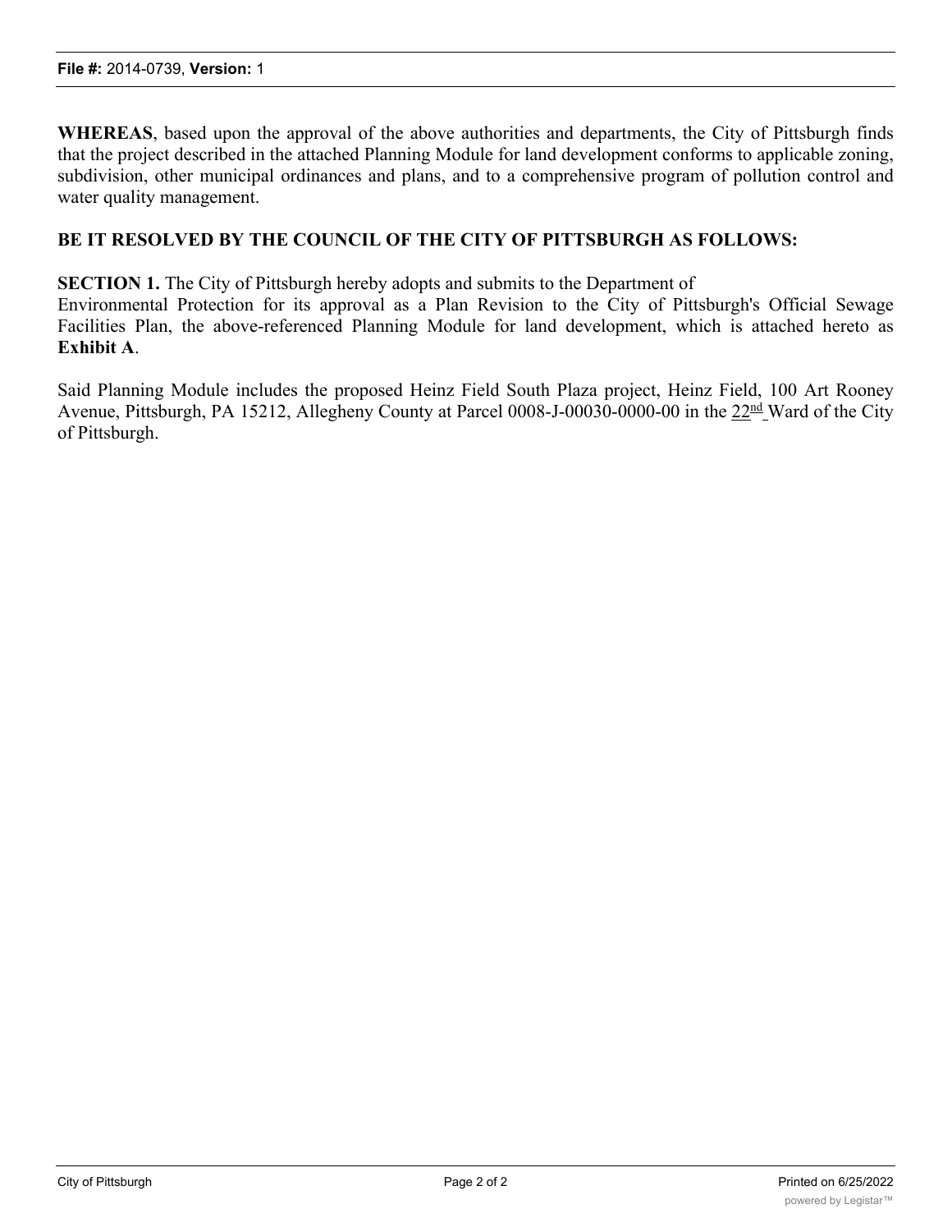**WHEREAS**, based upon the approval of the above authorities and departments, the City of Pittsburgh finds that the project described in the attached Planning Module for land development conforms to applicable zoning, subdivision, other municipal ordinances and plans, and to a comprehensive program of pollution control and water quality management.

**BE IT RESOLVED BY THE COUNCIL OF THE CITY OF PITTSBURGH AS FOLLOWS:**

**SECTION 1.** The City of Pittsburgh hereby adopts and submits to the Department of Environmental Protection for its approval as a Plan Revision to the City of Pittsburgh's Official Sewage Facilities Plan, the above-referenced Planning Module for land development, which is attached hereto as **Exhibit A**.

Said Planning Module includes the proposed Heinz Field South Plaza project, Heinz Field, 100 Art Rooney Avenue, Pittsburgh, PA 15212, Allegheny County at Parcel 0008-J-00030-0000-00 in the 22nd Ward of the City of Pittsburgh.